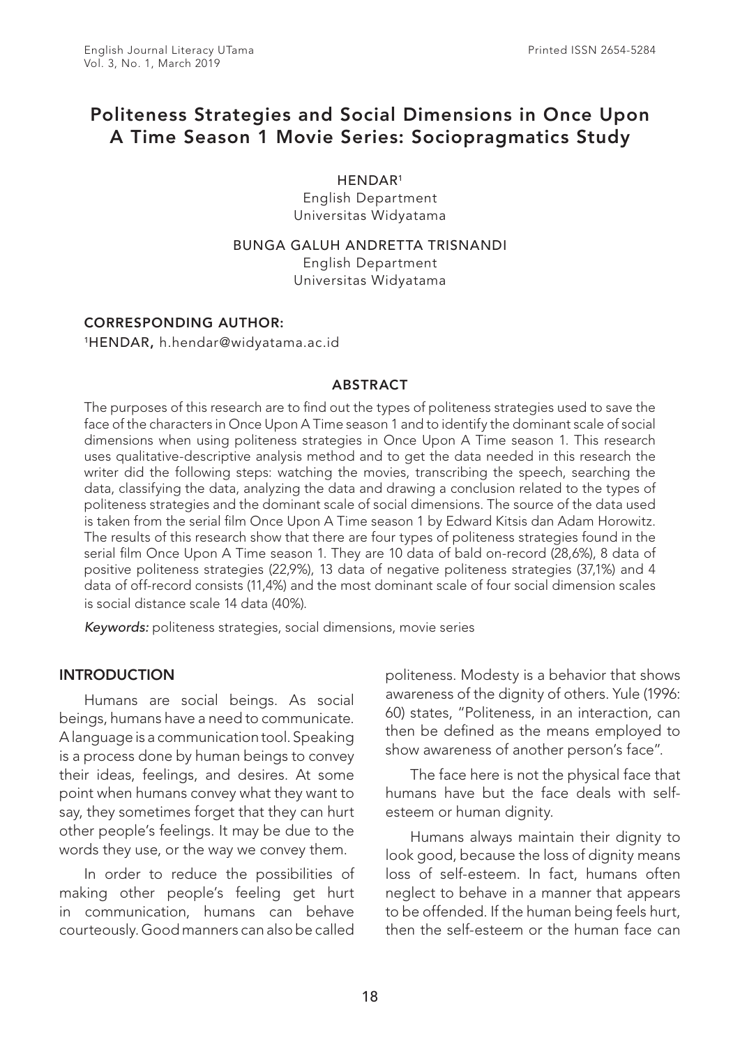# Politeness Strategies and Social Dimensions in Once Upon A Time Season 1 Movie Series: Sociopragmatics Study

HENDAR[1]
English Department
Universitas Widyatama

BUNGA GALUH ANDRETTA TRISNANDI
English Department
Universitas Widyatama

**CORRESPONDING AUTHOR:**
[1]HENDAR, h.hendar@widyatama.ac.id

## ABSTRACT

The purposes of this research are to find out the types of politeness strategies used to save the face of the characters in Once Upon A Time season 1 and to identify the dominant scale of social dimensions when using politeness strategies in Once Upon A Time season 1. This research uses qualitative-descriptive analysis method and to get the data needed in this research the writer did the following steps: watching the movies, transcribing the speech, searching the data, classifying the data, analyzing the data and drawing a conclusion related to the types of politeness strategies and the dominant scale of social dimensions. The source of the data used is taken from the serial film Once Upon A Time season 1 by Edward Kitsis dan Adam Horowitz. The results of this research show that there are four types of politeness strategies found in the serial film Once Upon A Time season 1. They are 10 data of bald on-record (28,6%), 8 data of positive politeness strategies (22,9%), 13 data of negative politeness strategies (37,1%) and 4 data of off-record consists (11,4%) and the most dominant scale of four social dimension scales is social distance scale 14 data (40%).

*Keywords:* politeness strategies, social dimensions, movie series

## INTRODUCTION

Humans are social beings. As social beings, humans have a need to communicate. A language is a communication tool. Speaking is a process done by human beings to convey their ideas, feelings, and desires. At some point when humans convey what they want to say, they sometimes forget that they can hurt other people's feelings. It may be due to the words they use, or the way we convey them.

In order to reduce the possibilities of making other people's feeling get hurt in communication, humans can behave courteously. Good manners can also be called politeness. Modesty is a behavior that shows awareness of the dignity of others. Yule (1996: 60) states, "Politeness, in an interaction, can then be defined as the means employed to show awareness of another person's face".

The face here is not the physical face that humans have but the face deals with self-esteem or human dignity.

Humans always maintain their dignity to look good, because the loss of dignity means loss of self-esteem. In fact, humans often neglect to behave in a manner that appears to be offended. If the human being feels hurt, then the self-esteem or the human face can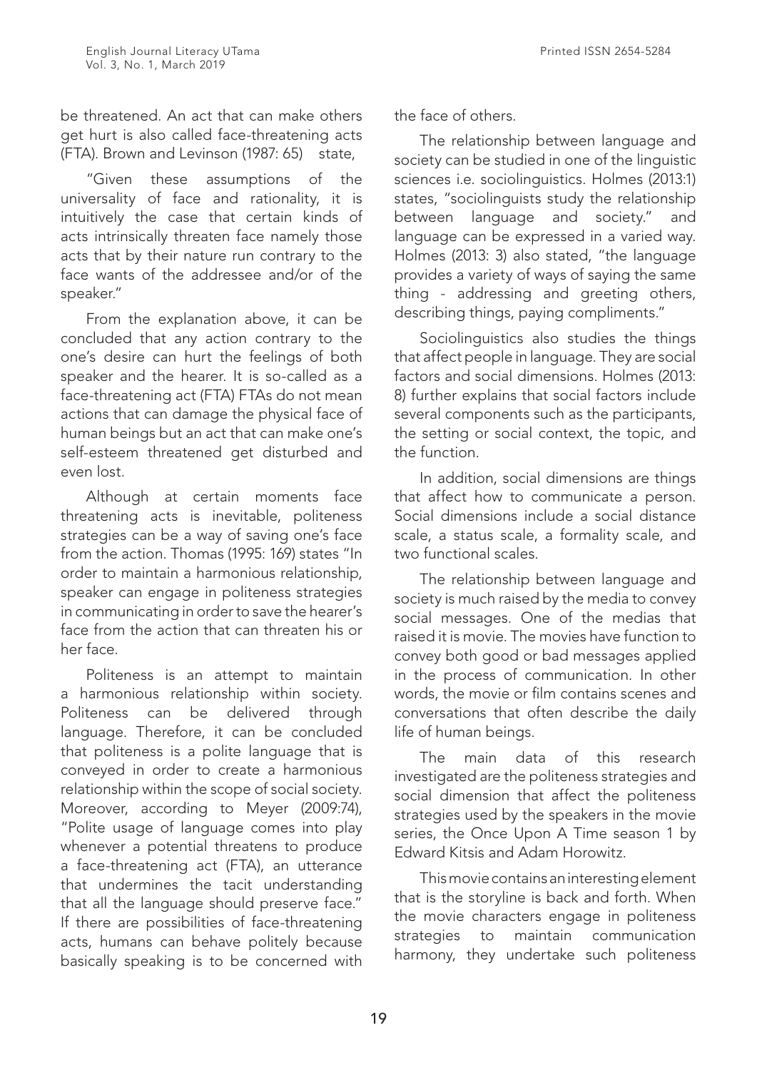be threatened. An act that can make others get hurt is also called face-threatening acts (FTA). Brown and Levinson (1987: 65) state,

"Given these assumptions of the universality of face and rationality, it is intuitively the case that certain kinds of acts intrinsically threaten face namely those acts that by their nature run contrary to the face wants of the addressee and/or of the speaker."

From the explanation above, it can be concluded that any action contrary to the one's desire can hurt the feelings of both speaker and the hearer. It is so-called as a face-threatening act (FTA) FTAs do not mean actions that can damage the physical face of human beings but an act that can make one's self-esteem threatened get disturbed and even lost.

Although at certain moments face threatening acts is inevitable, politeness strategies can be a way of saving one's face from the action. Thomas (1995: 169) states "In order to maintain a harmonious relationship, speaker can engage in politeness strategies in communicating in order to save the hearer's face from the action that can threaten his or her face.

Politeness is an attempt to maintain a harmonious relationship within society. Politeness can be delivered through language. Therefore, it can be concluded that politeness is a polite language that is conveyed in order to create a harmonious relationship within the scope of social society. Moreover, according to Meyer (2009:74), "Polite usage of language comes into play whenever a potential threatens to produce a face-threatening act (FTA), an utterance that undermines the tacit understanding that all the language should preserve face." If there are possibilities of face-threatening acts, humans can behave politely because basically speaking is to be concerned with the face of others.

The relationship between language and society can be studied in one of the linguistic sciences i.e. sociolinguistics. Holmes (2013:1) states, "sociolinguists study the relationship between language and society." and language can be expressed in a varied way. Holmes (2013: 3) also stated, "the language provides a variety of ways of saying the same thing - addressing and greeting others, describing things, paying compliments."

Sociolinguistics also studies the things that affect people in language. They are social factors and social dimensions. Holmes (2013: 8) further explains that social factors include several components such as the participants, the setting or social context, the topic, and the function.

In addition, social dimensions are things that affect how to communicate a person. Social dimensions include a social distance scale, a status scale, a formality scale, and two functional scales.

The relationship between language and society is much raised by the media to convey social messages. One of the medias that raised it is movie. The movies have function to convey both good or bad messages applied in the process of communication. In other words, the movie or film contains scenes and conversations that often describe the daily life of human beings.

The main data of this research investigated are the politeness strategies and social dimension that affect the politeness strategies used by the speakers in the movie series, the Once Upon A Time season 1 by Edward Kitsis and Adam Horowitz.

This movie contains an interesting element that is the storyline is back and forth. When the movie characters engage in politeness strategies to maintain communication harmony, they undertake such politeness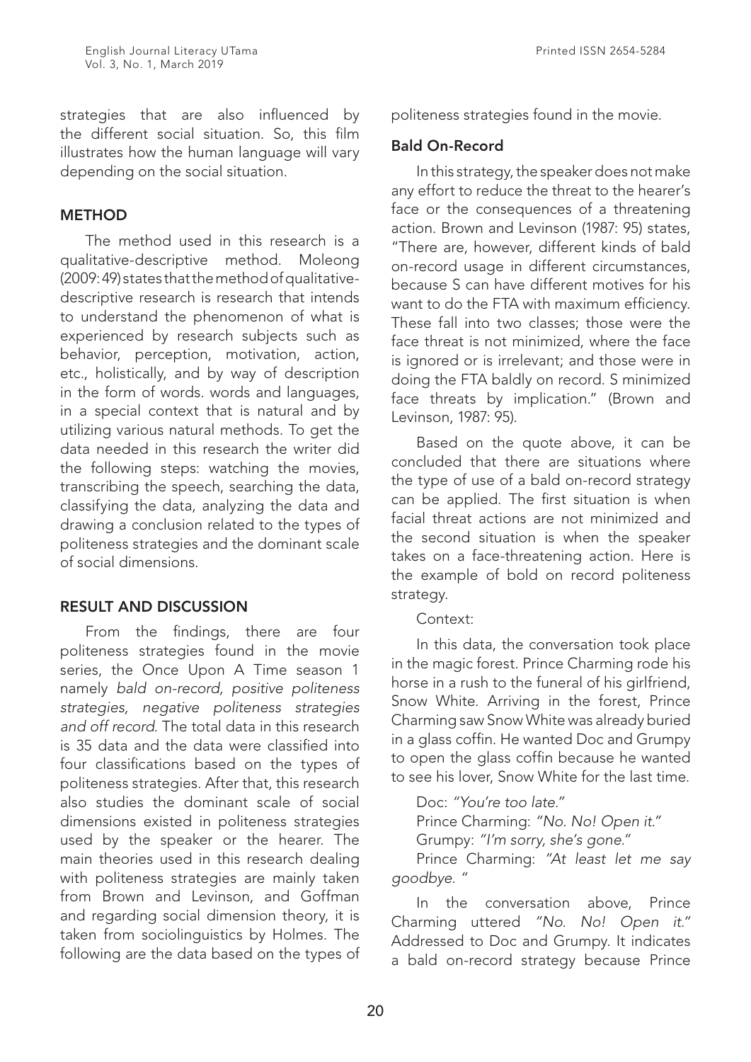strategies that are also influenced by the different social situation. So, this film illustrates how the human language will vary depending on the social situation.

## METHOD

The method used in this research is a qualitative-descriptive method. Moleong (2009: 49) states that the method of qualitative-descriptive research is research that intends to understand the phenomenon of what is experienced by research subjects such as behavior, perception, motivation, action, etc., holistically, and by way of description in the form of words. words and languages, in a special context that is natural and by utilizing various natural methods. To get the data needed in this research the writer did the following steps: watching the movies, transcribing the speech, searching the data, classifying the data, analyzing the data and drawing a conclusion related to the types of politeness strategies and the dominant scale of social dimensions.

## RESULT AND DISCUSSION

From the findings, there are four politeness strategies found in the movie series, the Once Upon A Time season 1 namely *bald on-record, positive politeness strategies, negative politeness strategies and off record*. The total data in this research is 35 data and the data were classified into four classifications based on the types of politeness strategies. After that, this research also studies the dominant scale of social dimensions existed in politeness strategies used by the speaker or the hearer. The main theories used in this research dealing with politeness strategies are mainly taken from Brown and Levinson, and Goffman and regarding social dimension theory, it is taken from sociolinguistics by Holmes. The following are the data based on the types of politeness strategies found in the movie.

### Bald On-Record

In this strategy, the speaker does not make any effort to reduce the threat to the hearer's face or the consequences of a threatening action. Brown and Levinson (1987: 95) states, "There are, however, different kinds of bald on-record usage in different circumstances, because S can have different motives for his want to do the FTA with maximum efficiency. These fall into two classes; those were the face threat is not minimized, where the face is ignored or is irrelevant; and those were in doing the FTA baldly on record. S minimized face threats by implication." (Brown and Levinson, 1987: 95).

Based on the quote above, it can be concluded that there are situations where the type of use of a bald on-record strategy can be applied. The first situation is when facial threat actions are not minimized and the second situation is when the speaker takes on a face-threatening action. Here is the example of bold on record politeness strategy.

Context:

In this data, the conversation took place in the magic forest. Prince Charming rode his horse in a rush to the funeral of his girlfriend, Snow White. Arriving in the forest, Prince Charming saw Snow White was already buried in a glass coffin. He wanted Doc and Grumpy to open the glass coffin because he wanted to see his lover, Snow White for the last time.

Doc: *"You're too late."*
Prince Charming: *"No. No! Open it."*
Grumpy: *"I'm sorry, she's gone."*
Prince Charming: *"At least let me say goodbye. "*

In the conversation above, Prince Charming uttered *"No. No! Open it."* Addressed to Doc and Grumpy. It indicates a bald on-record strategy because Prince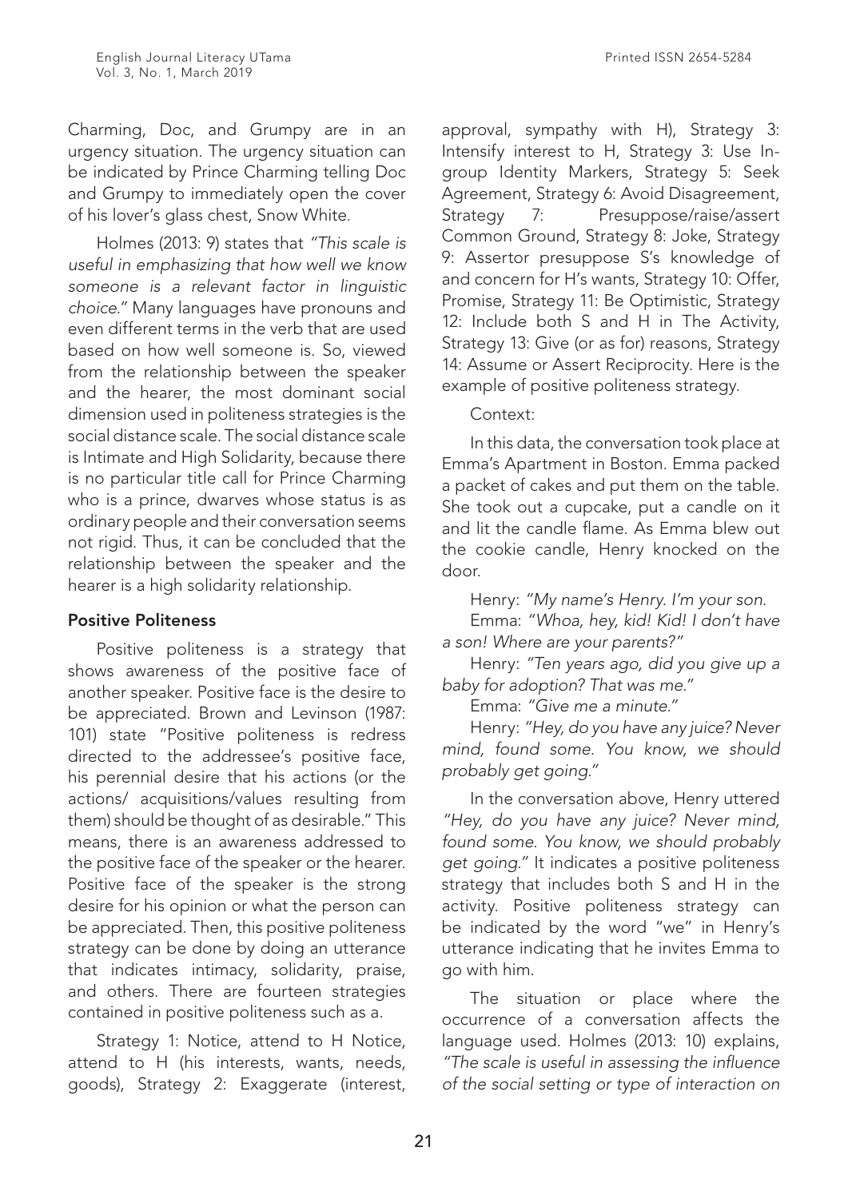Charming, Doc, and Grumpy are in an urgency situation. The urgency situation can be indicated by Prince Charming telling Doc and Grumpy to immediately open the cover of his lover's glass chest, Snow White.

Holmes (2013: 9) states that *"This scale is useful in emphasizing that how well we know someone is a relevant factor in linguistic choice."* Many languages have pronouns and even different terms in the verb that are used based on how well someone is. So, viewed from the relationship between the speaker and the hearer, the most dominant social dimension used in politeness strategies is the social distance scale. The social distance scale is Intimate and High Solidarity, because there is no particular title call for Prince Charming who is a prince, dwarves whose status is as ordinary people and their conversation seems not rigid. Thus, it can be concluded that the relationship between the speaker and the hearer is a high solidarity relationship.

**Positive Politeness**

Positive politeness is a strategy that shows awareness of the positive face of another speaker. Positive face is the desire to be appreciated. Brown and Levinson (1987: 101) state "Positive politeness is redress directed to the addressee's positive face, his perennial desire that his actions (or the actions/ acquisitions/values resulting from them) should be thought of as desirable." This means, there is an awareness addressed to the positive face of the speaker or the hearer. Positive face of the speaker is the strong desire for his opinion or what the person can be appreciated. Then, this positive politeness strategy can be done by doing an utterance that indicates intimacy, solidarity, praise, and others. There are fourteen strategies contained in positive politeness such as a.

Strategy 1: Notice, attend to H Notice, attend to H (his interests, wants, needs, goods), Strategy 2: Exaggerate (interest, approval, sympathy with H), Strategy 3: Intensify interest to H, Strategy 3: Use In-group Identity Markers, Strategy 5: Seek Agreement, Strategy 6: Avoid Disagreement, Strategy 7: Presuppose/raise/assert Common Ground, Strategy 8: Joke, Strategy 9: Assertor presuppose S's knowledge of and concern for H's wants, Strategy 10: Offer, Promise, Strategy 11: Be Optimistic, Strategy 12: Include both S and H in The Activity, Strategy 13: Give (or as for) reasons, Strategy 14: Assume or Assert Reciprocity. Here is the example of positive politeness strategy.

Context:

In this data, the conversation took place at Emma's Apartment in Boston. Emma packed a packet of cakes and put them on the table. She took out a cupcake, put a candle on it and lit the candle flame. As Emma blew out the cookie candle, Henry knocked on the door.

Henry: *"My name's Henry. I'm your son.*

Emma: *"Whoa, hey, kid! Kid! I don't have a son! Where are your parents?"*

Henry: *"Ten years ago, did you give up a baby for adoption? That was me."*

Emma: *"Give me a minute."*

Henry: *"Hey, do you have any juice? Never mind, found some. You know, we should probably get going."*

In the conversation above, Henry uttered *"Hey, do you have any juice? Never mind, found some. You know, we should probably get going."* It indicates a positive politeness strategy that includes both S and H in the activity. Positive politeness strategy can be indicated by the word "we" in Henry's utterance indicating that he invites Emma to go with him.

The situation or place where the occurrence of a conversation affects the language used. Holmes (2013: 10) explains, *"The scale is useful in assessing the influence of the social setting or type of interaction on*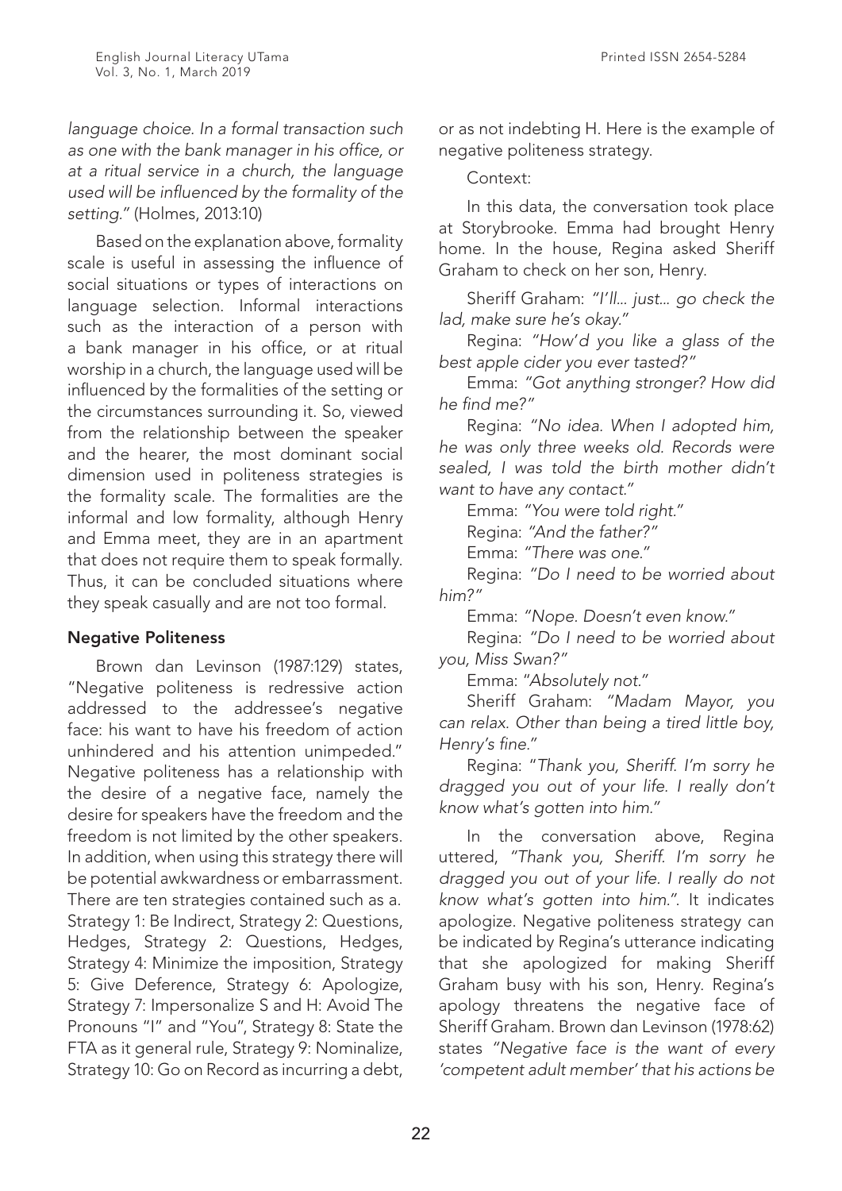*language choice. In a formal transaction such as one with the bank manager in his office, or at a ritual service in a church, the language used will be influenced by the formality of the setting."* (Holmes, 2013:10)

Based on the explanation above, formality scale is useful in assessing the influence of social situations or types of interactions on language selection. Informal interactions such as the interaction of a person with a bank manager in his office, or at ritual worship in a church, the language used will be influenced by the formalities of the setting or the circumstances surrounding it. So, viewed from the relationship between the speaker and the hearer, the most dominant social dimension used in politeness strategies is the formality scale. The formalities are the informal and low formality, although Henry and Emma meet, they are in an apartment that does not require them to speak formally. Thus, it can be concluded situations where they speak casually and are not too formal.

### Negative Politeness

Brown dan Levinson (1987:129) states, "Negative politeness is redressive action addressed to the addressee's negative face: his want to have his freedom of action unhindered and his attention unimpeded." Negative politeness has a relationship with the desire of a negative face, namely the desire for speakers have the freedom and the freedom is not limited by the other speakers. In addition, when using this strategy there will be potential awkwardness or embarrassment. There are ten strategies contained such as a. Strategy 1: Be Indirect, Strategy 2: Questions, Hedges, Strategy 2: Questions, Hedges, Strategy 4: Minimize the imposition, Strategy 5: Give Deference, Strategy 6: Apologize, Strategy 7: Impersonalize S and H: Avoid The Pronouns "I" and "You", Strategy 8: State the FTA as it general rule, Strategy 9: Nominalize, Strategy 10: Go on Record as incurring a debt, or as not indebting H. Here is the example of negative politeness strategy.

Context:

In this data, the conversation took place at Storybrooke. Emma had brought Henry home. In the house, Regina asked Sheriff Graham to check on her son, Henry.

Sheriff Graham: *"I'll... just... go check the lad, make sure he's okay."*

Regina: *"How'd you like a glass of the best apple cider you ever tasted?"*

Emma: *"Got anything stronger? How did he find me?"*

Regina: *"No idea. When I adopted him, he was only three weeks old. Records were sealed, I was told the birth mother didn't want to have any contact."*

Emma: *"You were told right."*

Regina: *"And the father?"*

Emma: *"There was one."*

Regina: *"Do I need to be worried about him?"*

Emma: *"Nope. Doesn't even know."*

Regina: *"Do I need to be worried about you, Miss Swan?"*

Emma: *"Absolutely not."*

Sheriff Graham: *"Madam Mayor, you can relax. Other than being a tired little boy, Henry's fine."*

Regina: *"Thank you, Sheriff. I'm sorry he dragged you out of your life. I really don't know what's gotten into him."*

In the conversation above, Regina uttered, *"Thank you, Sheriff. I'm sorry he dragged you out of your life. I really do not know what's gotten into him."*. It indicates apologize. Negative politeness strategy can be indicated by Regina's utterance indicating that she apologized for making Sheriff Graham busy with his son, Henry. Regina's apology threatens the negative face of Sheriff Graham. Brown dan Levinson (1978:62) states *"Negative face is the want of every 'competent adult member' that his actions be*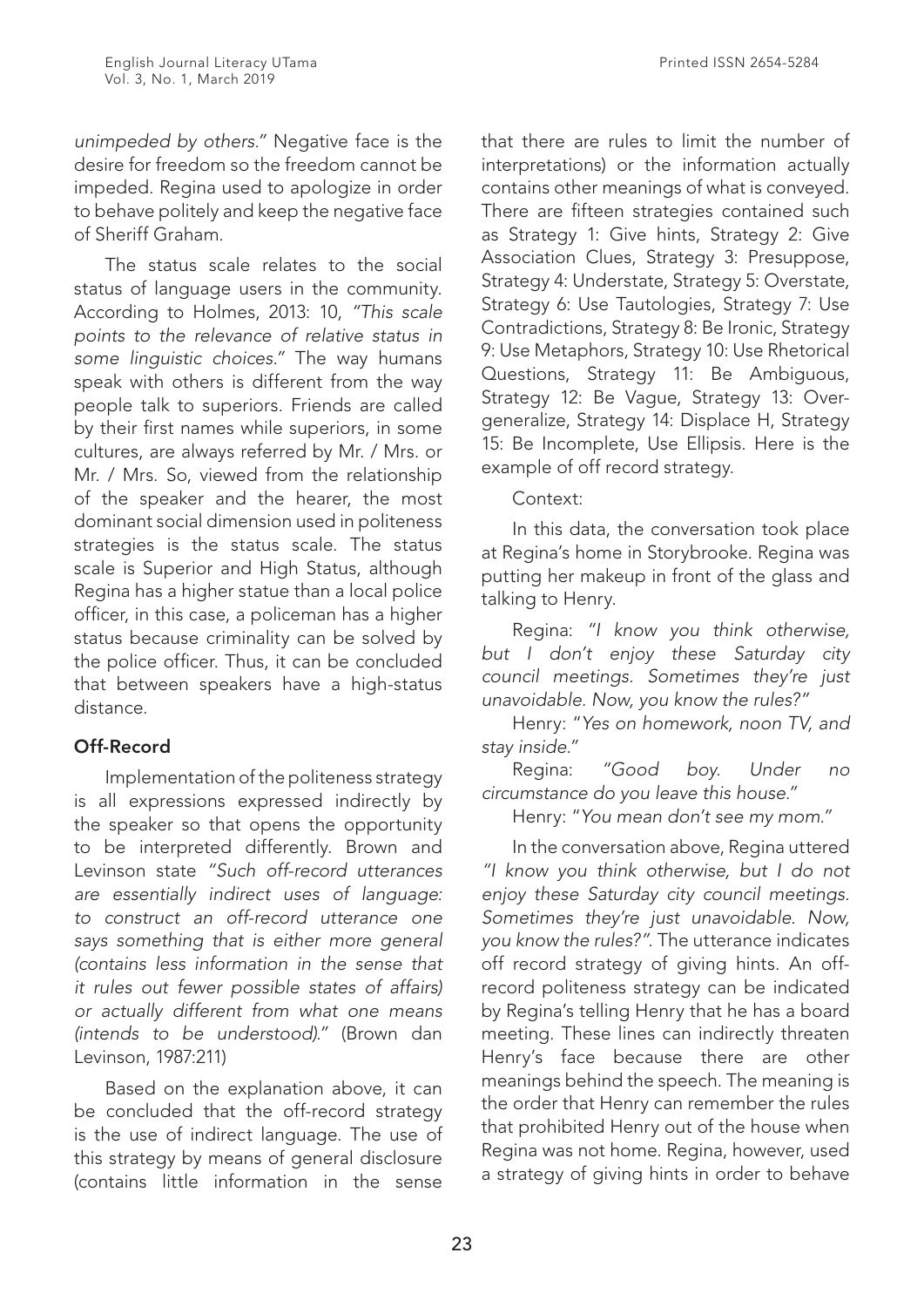*unimpeded by others."* Negative face is the desire for freedom so the freedom cannot be impeded. Regina used to apologize in order to behave politely and keep the negative face of Sheriff Graham.

The status scale relates to the social status of language users in the community. According to Holmes, 2013: 10, *"This scale points to the relevance of relative status in some linguistic choices."* The way humans speak with others is different from the way people talk to superiors. Friends are called by their first names while superiors, in some cultures, are always referred by Mr. / Mrs. or Mr. / Mrs. So, viewed from the relationship of the speaker and the hearer, the most dominant social dimension used in politeness strategies is the status scale. The status scale is Superior and High Status, although Regina has a higher statue than a local police officer, in this case, a policeman has a higher status because criminality can be solved by the police officer. Thus, it can be concluded that between speakers have a high-status distance.

### Off-Record

Implementation of the politeness strategy is all expressions expressed indirectly by the speaker so that opens the opportunity to be interpreted differently. Brown and Levinson state *"Such off-record utterances are essentially indirect uses of language: to construct an off-record utterance one says something that is either more general (contains less information in the sense that it rules out fewer possible states of affairs) or actually different from what one means (intends to be understood)."* (Brown dan Levinson, 1987:211)

Based on the explanation above, it can be concluded that the off-record strategy is the use of indirect language. The use of this strategy by means of general disclosure (contains little information in the sense that there are rules to limit the number of interpretations) or the information actually contains other meanings of what is conveyed. There are fifteen strategies contained such as Strategy 1: Give hints, Strategy 2: Give Association Clues, Strategy 3: Presuppose, Strategy 4: Understate, Strategy 5: Overstate, Strategy 6: Use Tautologies, Strategy 7: Use Contradictions, Strategy 8: Be Ironic, Strategy 9: Use Metaphors, Strategy 10: Use Rhetorical Questions, Strategy 11: Be Ambiguous, Strategy 12: Be Vague, Strategy 13: Over-generalize, Strategy 14: Displace H, Strategy 15: Be Incomplete, Use Ellipsis. Here is the example of off record strategy.

Context:

In this data, the conversation took place at Regina's home in Storybrooke. Regina was putting her makeup in front of the glass and talking to Henry.

Regina: *"I know you think otherwise, but I don't enjoy these Saturday city council meetings. Sometimes they're just unavoidable. Now, you know the rules?"*

Henry: *"Yes on homework, noon TV, and stay inside."*

Regina: *"Good boy. Under no circumstance do you leave this house."*

Henry: *"You mean don't see my mom."*

In the conversation above, Regina uttered *"I know you think otherwise, but I do not enjoy these Saturday city council meetings. Sometimes they're just unavoidable. Now, you know the rules?"*. The utterance indicates off record strategy of giving hints. An off-record politeness strategy can be indicated by Regina's telling Henry that he has a board meeting. These lines can indirectly threaten Henry's face because there are other meanings behind the speech. The meaning is the order that Henry can remember the rules that prohibited Henry out of the house when Regina was not home. Regina, however, used a strategy of giving hints in order to behave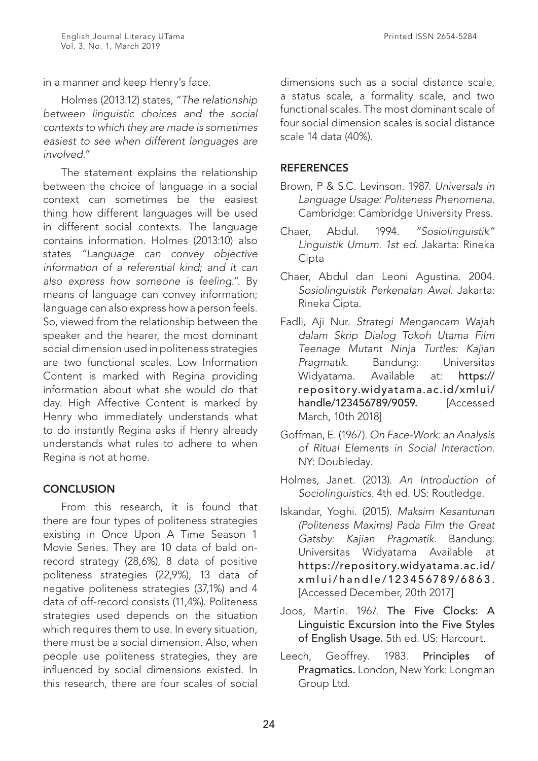in a manner and keep Henry's face.

Holmes (2013:12) states, "*The relationship between linguistic choices and the social contexts to which they are made is sometimes easiest to see when different languages are involved.*"

The statement explains the relationship between the choice of language in a social context can sometimes be the easiest thing how different languages will be used in different social contexts. The language contains information. Holmes (2013:10) also states "*Language can convey objective information of a referential kind; and it can also express how someone is feeling.*". By means of language can convey information; language can also express how a person feels. So, viewed from the relationship between the speaker and the hearer, the most dominant social dimension used in politeness strategies are two functional scales. Low Information Content is marked with Regina providing information about what she would do that day. High Affective Content is marked by Henry who immediately understands what to do instantly Regina asks if Henry already understands what rules to adhere to when Regina is not at home.

## CONCLUSION

From this research, it is found that there are four types of politeness strategies existing in Once Upon A Time Season 1 Movie Series. They are 10 data of bald on-record strategy (28,6%), 8 data of positive politeness strategies (22,9%), 13 data of negative politeness strategies (37,1%) and 4 data of off-record consists (11,4%). Politeness strategies used depends on the situation which requires them to use. In every situation, there must be a social dimension. Also, when people use politeness strategies, they are influenced by social dimensions existed. In this research, there are four scales of social dimensions such as a social distance scale, a status scale, a formality scale, and two functional scales. The most dominant scale of four social dimension scales is social distance scale 14 data (40%).

## REFERENCES

Brown, P & S.C. Levinson. 1987. *Universals in Language Usage: Politeness Phenomena.* Cambridge: Cambridge University Press.

Chaer, Abdul. 1994. *"Sosiolinguistik" Linguistik Umum. 1st ed.* Jakarta: Rineka Cipta

Chaer, Abdul dan Leoni Agustina. 2004. *Sosiolinguistik Perkenalan Awal.* Jakarta: Rineka Cipta.

Fadli, Aji Nur. *Strategi Mengancam Wajah dalam Skrip Dialog Tokoh Utama Film Teenage Mutant Ninja Turtles: Kajian Pragmatik.* Bandung: Universitas Widyatama. Available at: **https://repository.widyatama.ac.id/xmlui/handle/123456789/9059.** [Accessed March, 10th 2018]

Goffman, E. (1967). *On Face-Work: an Analysis of Ritual Elements in Social Interaction.* NY: Doubleday.

Holmes, Janet. (2013). *An Introduction of Sociolinguistics.* 4th ed. US: Routledge.

Iskandar, Yoghi. (2015). *Maksim Kesantunan (Politeness Maxims) Pada Film the Great Gatsby: Kajian Pragmatik.* Bandung: Universitas Widyatama Available at **https://repository.widyatama.ac.id/xmlui/handle/123456789/6863.** [Accessed December, 20th 2017]

Joos, Martin. 1967. **The Five Clocks: A Linguistic Excursion into the Five Styles of English Usage.** 5th ed. US: Harcourt.

Leech, Geoffrey. 1983. **Principles of Pragmatics.** London, New York: Longman Group Ltd.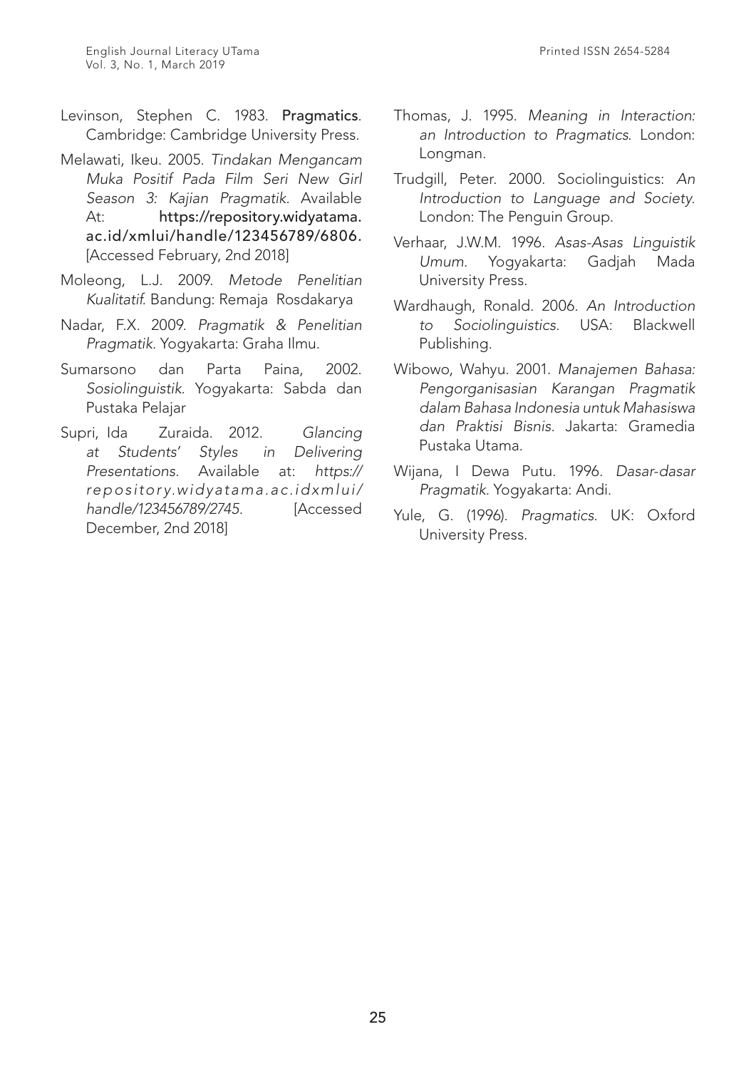Levinson, Stephen C. 1983. **Pragmatics**. Cambridge: Cambridge University Press.

Melawati, Ikeu. 2005. *Tindakan Mengancam Muka Positif Pada Film Seri New Girl Season 3: Kajian Pragmatik*. Available At: https://repository.widyatama.ac.id/xmlui/handle/123456789/6806. [Accessed February, 2nd 2018]

Moleong, L.J. 2009. *Metode Penelitian Kualitatif*. Bandung: Remaja Rosdakarya

Nadar, F.X. 2009. *Pragmatik & Penelitian Pragmatik*. Yogyakarta: Graha Ilmu.

Sumarsono dan Parta Paina, 2002. *Sosiolinguistik*. Yogyakarta: Sabda dan Pustaka Pelajar

Supri, Ida Zuraida. 2012. *Glancing at Students' Styles in Delivering Presentations*. Available at: *https://repository.widyatama.ac.idxmlui/handle/123456789/2745*. [Accessed December, 2nd 2018]

Thomas, J. 1995. *Meaning in Interaction: an Introduction to Pragmatics*. London: Longman.

Trudgill, Peter. 2000. Sociolinguistics: *An Introduction to Language and Society*. London: The Penguin Group.

Verhaar, J.W.M. 1996. *Asas-Asas Linguistik Umum*. Yogyakarta: Gadjah Mada University Press.

Wardhaugh, Ronald. 2006. *An Introduction to Sociolinguistics*. USA: Blackwell Publishing.

Wibowo, Wahyu. 2001. *Manajemen Bahasa: Pengorganisasian Karangan Pragmatik dalam Bahasa Indonesia untuk Mahasiswa dan Praktisi Bisnis*. Jakarta: Gramedia Pustaka Utama.

Wijana, I Dewa Putu. 1996. *Dasar-dasar Pragmatik*. Yogyakarta: Andi.

Yule, G. (1996). *Pragmatics*. UK: Oxford University Press.